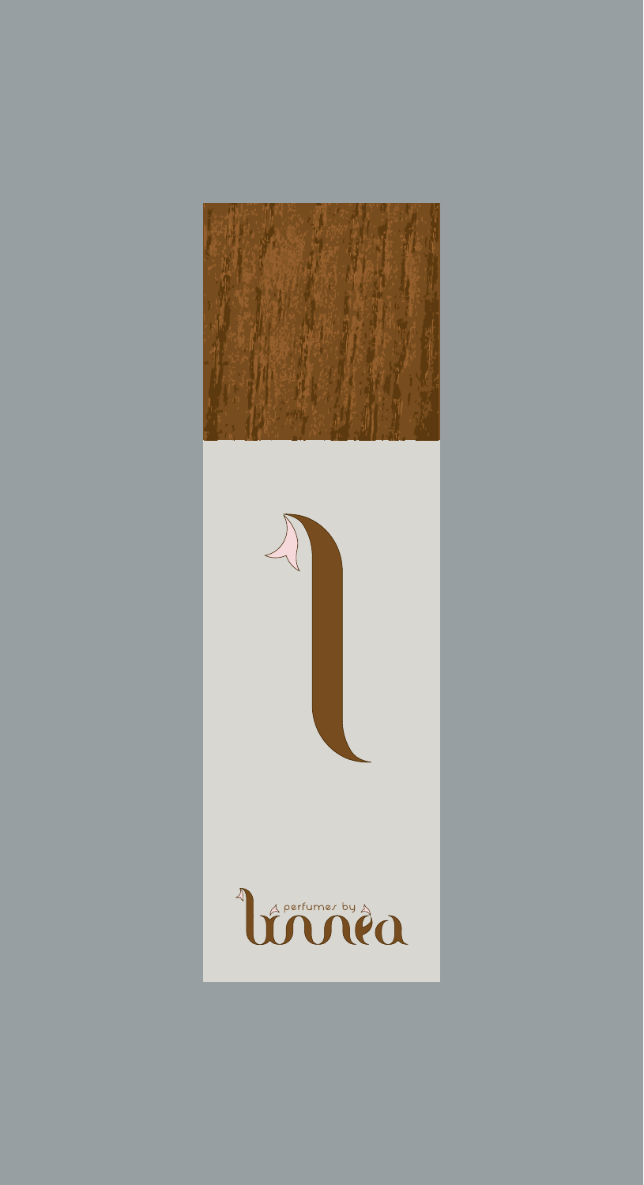perfumes by

linnea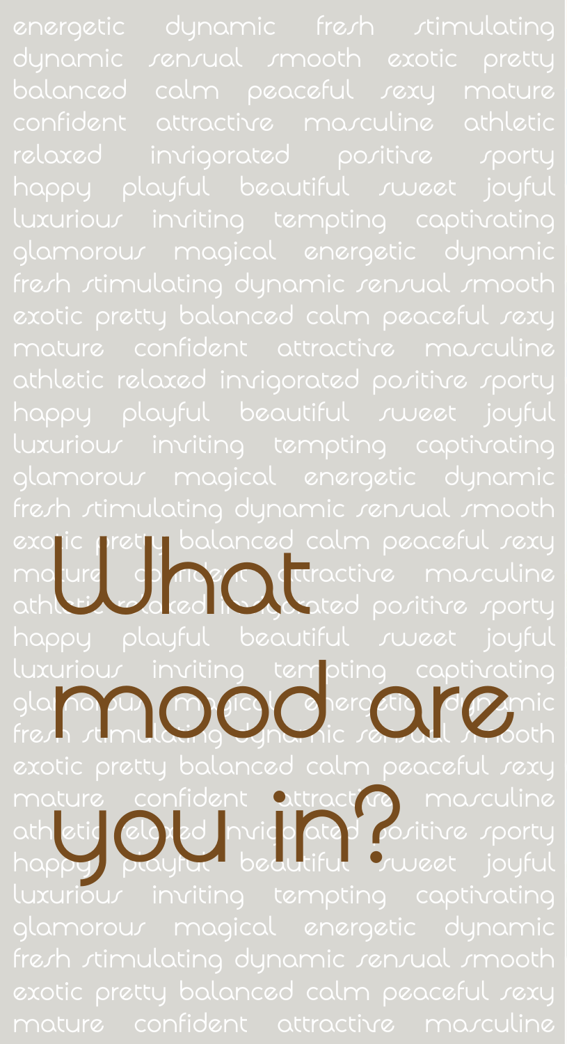energetic dynamic fresh stimulating dynamic sensual smooth exotic pretty balanced calm peaceful sexy mature confident attractive masculine athletic relaxed invigorated positive sporty happy playful beautiful sweet joyful luxurious inviting tempting captivating glamorous magical energetic dynamic fresh stimulating dynamic sensual smooth exotic pretty balanced calm peaceful sexy mature confident attractive masculine athletic relaxed invigorated positive sporty happy playful beautiful sweet joyful luxurious inviting tempting captivating glamorous magical energetic dynamic fresh stimulating dynamic sensual smooth exotic pretty balanced calm peaceful sexy mature confident attractive masculine athletic relaxed invigorated positive sporty happy playful beautiful sweet joyful luxurious inviting tempting captivating glamorous magical energetic dynamic fresh stimulating dynamic sensual smooth exotic pretty balanced calm peaceful sexy mature confident attractive masculine athletic relaxed invigorated positive sporty happy playful beautiful sweet joyful luxurious inviting tempting captivating glamorous magical energetic dynamic fresh stimulating dynamic sensual smooth exotic pretty balanced calm peaceful sexy mature confident attractive masculine

# What mood are you in?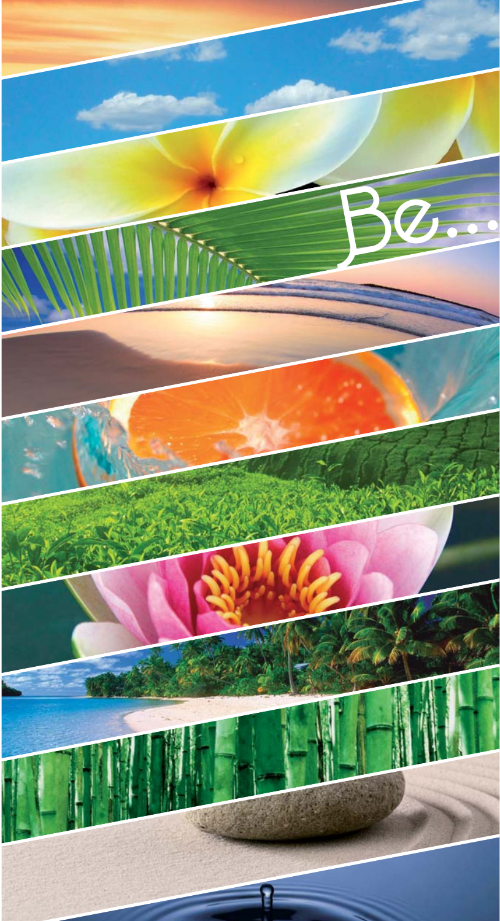Be...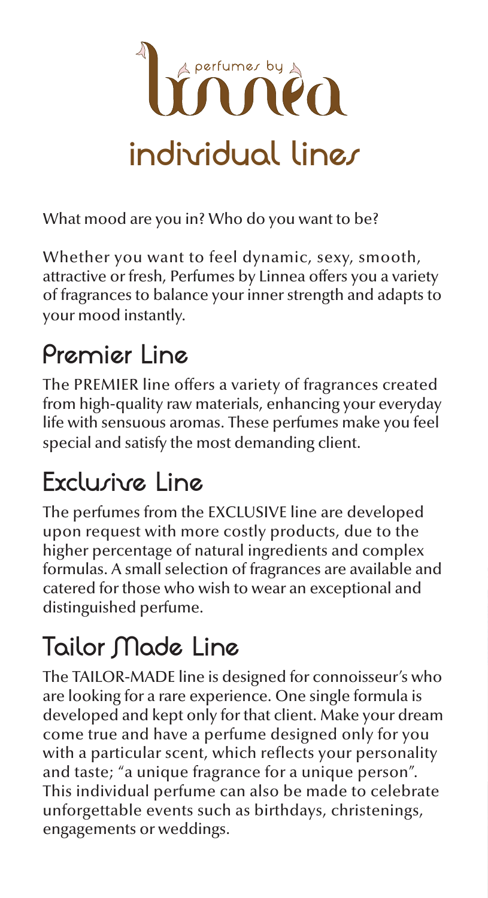# perfumes by linnea

## individual lines

What mood are you in? Who do you want to be?

Whether you want to feel dynamic, sexy, smooth, attractive or fresh, Perfumes by Linnea offers you a variety of fragrances to balance your inner strength and adapts to your mood instantly.

## Premier Line

The PREMIER line offers a variety of fragrances created from high-quality raw materials, enhancing your everyday life with sensuous aromas. These perfumes make you feel special and satisfy the most demanding client.

## Exclusive Line

The perfumes from the EXCLUSIVE line are developed upon request with more costly products, due to the higher percentage of natural ingredients and complex formulas. A small selection of fragrances are available and catered for those who wish to wear an exceptional and distinguished perfume.

## Tailor Made Line

The TAILOR-MADE line is designed for connoisseur's who are looking for a rare experience. One single formula is developed and kept only for that client. Make your dream come true and have a perfume designed only for you with a particular scent, which reflects your personality and taste; "a unique fragrance for a unique person". This individual perfume can also be made to celebrate unforgettable events such as birthdays, christenings, engagements or weddings.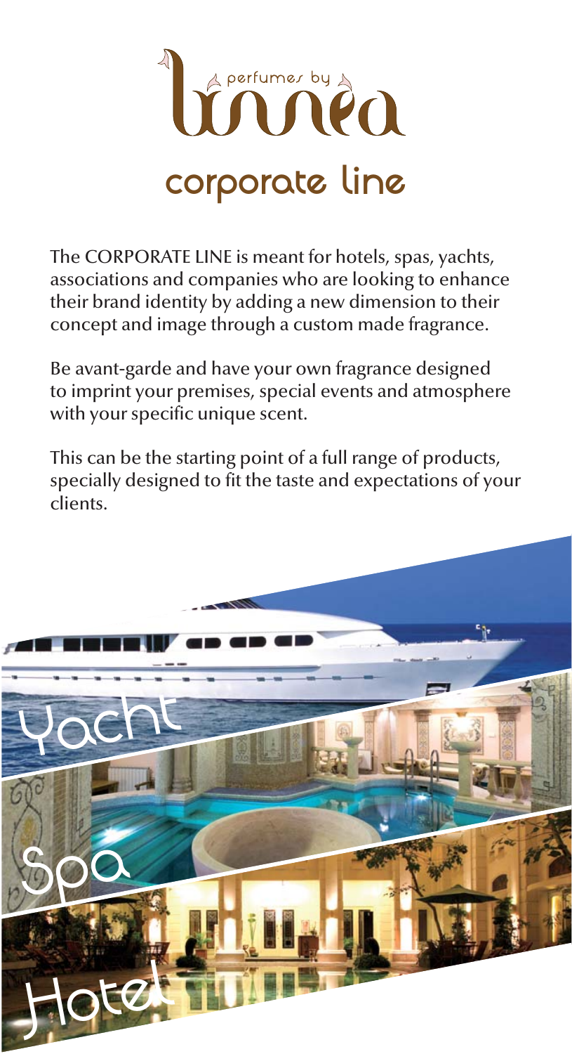# perfumes by linnea

## corporate line

The CORPORATE LINE is meant for hotels, spas, yachts, associations and companies who are looking to enhance their brand identity by adding a new dimension to their concept and image through a custom made fragrance.

Be avant-garde and have your own fragrance designed to imprint your premises, special events and atmosphere with your specific unique scent.

This can be the starting point of a full range of products, specially designed to fit the taste and expectations of your clients.

Yacht

Spa

Hotel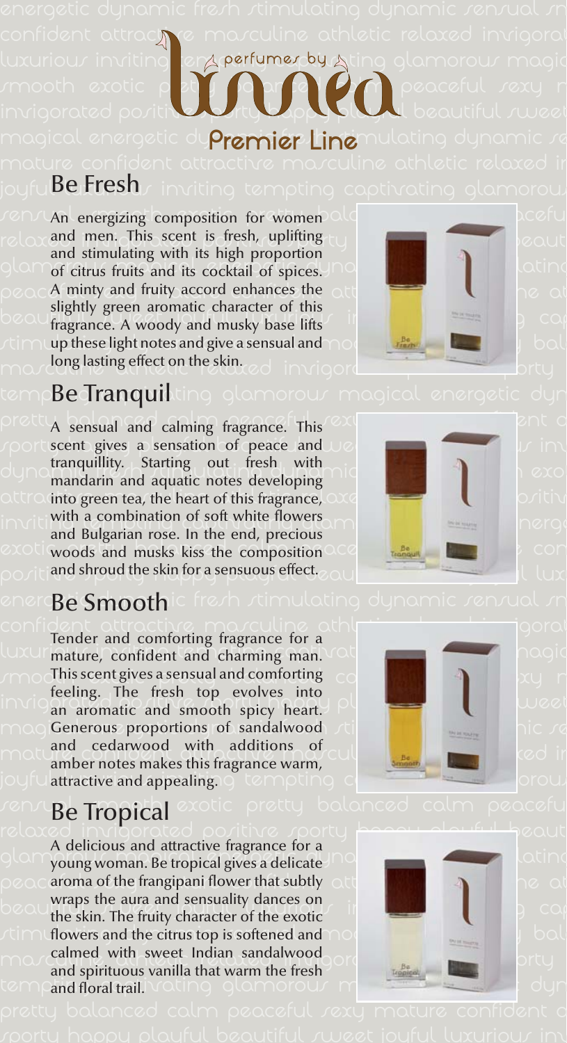perfumes by lunea

# Premier Line

## Be Fresh

An energizing composition for women and men. This scent is fresh, uplifting and stimulating with its high proportion of citrus fruits and its cocktail of spices. A minty and fruity accord enhances the slightly green aromatic character of this fragrance. A woody and musky base lifts up these light notes and give a sensual and long lasting effect on the skin.

## Be Tranquil

A sensual and calming fragrance. This scent gives a sensation of peace and tranquillity. Starting out fresh with mandarin and aquatic notes developing into green tea, the heart of this fragrance, with a combination of soft white flowers and Bulgarian rose. In the end, precious woods and musks kiss the composition and shroud the skin for a sensuous effect.

## Be Smooth

Tender and comforting fragrance for a mature, confident and charming man. This scent gives a sensual and comforting feeling. The fresh top evolves into an aromatic and smooth spicy heart. Generous proportions of sandalwood and cedarwood with additions of amber notes makes this fragrance warm, attractive and appealing.

## Be Tropical

A delicious and attractive fragrance for a young woman. Be tropical gives a delicate aroma of the frangipani flower that subtly wraps the aura and sensuality dances on the skin. The fruity character of the exotic flowers and the citrus top is softened and calmed with sweet Indian sandalwood and spirituous vanilla that warm the fresh and floral trail.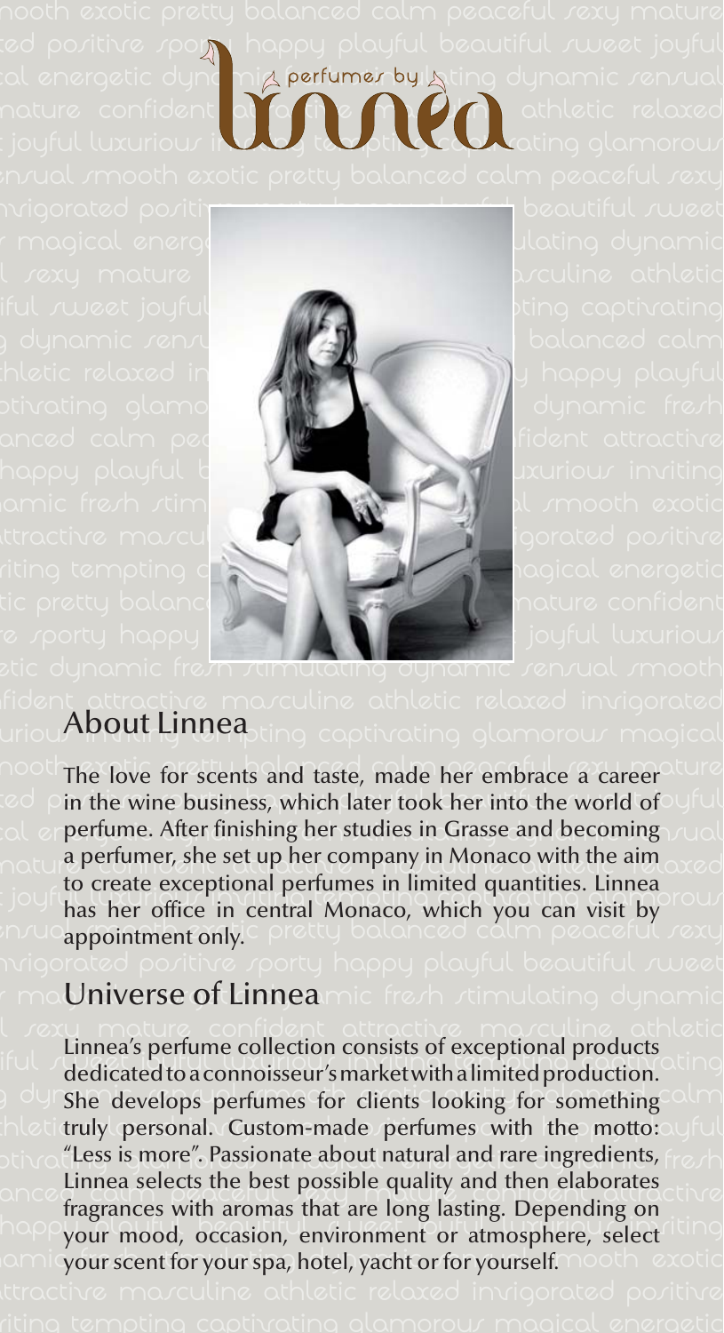## About Linnea

The love for scents and taste, made her embrace a career in the wine business, which later took her into the world of perfume. After finishing her studies in Grasse and becoming a perfumer, she set up her company in Monaco with the aim to create exceptional perfumes in limited quantities. Linnea has her office in central Monaco, which you can visit by appointment only.

## Universe of Linnea

Linnea's perfume collection consists of exceptional products dedicated to a connoisseur's market with a limited production. She develops perfumes for clients looking for something truly personal. Custom-made perfumes with the motto: "Less is more". Passionate about natural and rare ingredients, Linnea selects the best possible quality and then elaborates fragrances with aromas that are long lasting. Depending on your mood, occasion, environment or atmosphere, select your scent for your spa, hotel, yacht or for yourself.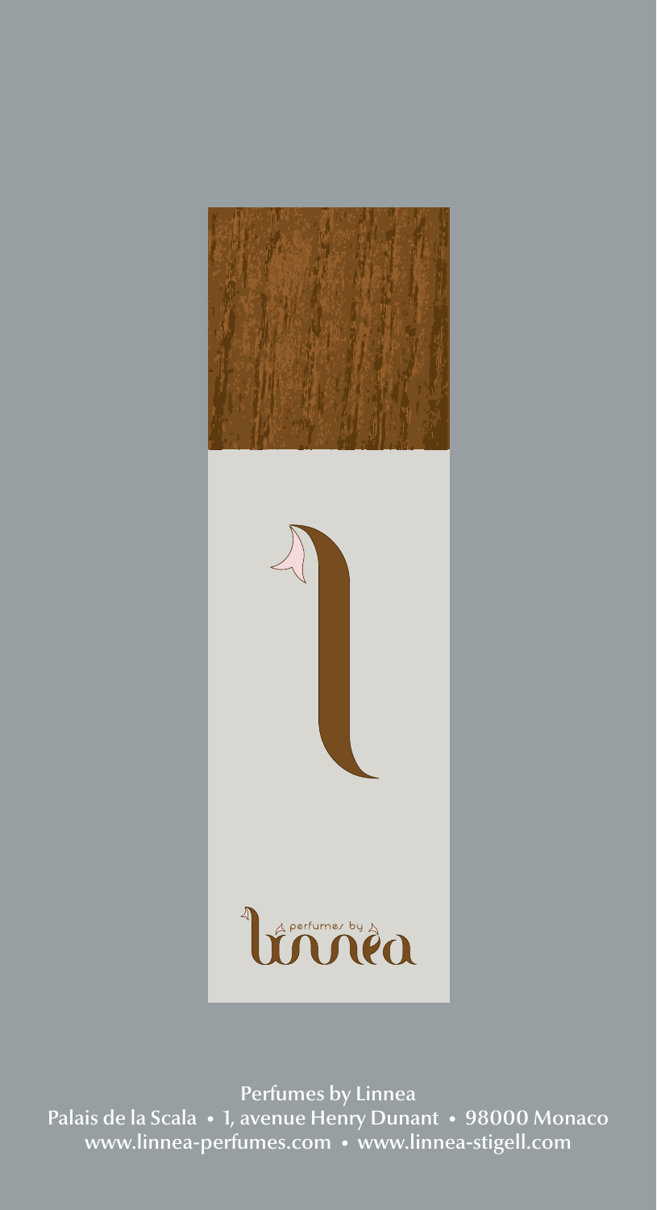perfumes by linnea

Perfumes by Linnea
Palais de la Scala • 1, avenue Henry Dunant • 98000 Monaco
www.linnea-perfumes.com • www.linnea-stigell.com